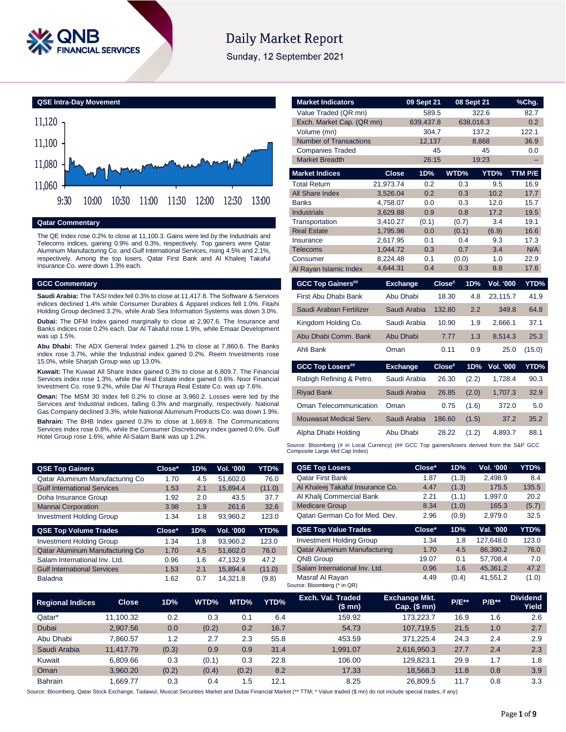# Daily Market Report

Sunday, 12 September 2021

## QSE Intra-Day Movement

## Qatar Commentary

The QE Index rose 0.2% to close at 11,100.3. Gains were led by the Industrials and Telecoms indices, gaining 0.9% and 0.3%, respectively. Top gainers were Qatar Aluminum Manufacturing Co. and Gulf International Services, rising 4.5% and 2.1%, respectively. Among the top losers, Qatar First Bank and Al Khaleej Takaful Insurance Co. were down 1.3% each.

## GCC Commentary

**Saudi Arabia:** The TASI Index fell 0.3% to close at 11,417.8. The Software & Services indices declined 1.4% while Consumer Durables & Apparel indices fell 1.0%. Fitaihi Holding Group declined 3.2%, while Arab Sea Information Systems was down 3.0%.

**Dubai:** The DFM Index gained marginally to close at 2,907.6. The Insurance and Banks indices rose 0.2% each. Dar Al Takaful rose 1.9%, while Emaar Development was up 1.5%.

**Abu Dhabi:** The ADX General Index gained 1.2% to close at 7,860.6. The Banks index rose 3.7%, while the Industrial index gained 0.2%. Reem Investments rose 15.0%, while Sharjah Group was up 13.0%.

**Kuwait:** The Kuwait All Share Index gained 0.3% to close at 6,809.7. The Financial Services index rose 1.3%, while the Real Estate index gained 0.6%. Noor Financial Investment Co. rose 9.2%, while Dar Al Thuraya Real Estate Co. was up 7.6%.

**Oman:** The MSM 30 Index fell 0.2% to close at 3,960.2. Losses were led by the Services and Industrial indices, falling 0.3% and marginally, respectively. National Gas Company declined 3.3%, while National Aluminum Products Co. was down 1.9%.

**Bahrain:** The BHB Index gained 0.3% to close at 1,669.8. The Communications Services index rose 0.8%, while the Consumer Discretionary index gained 0.6%. Gulf Hotel Group rose 1.6%, while Al-Salam Bank was up 1.2%.

| Market Indicators | 09 Sept 21 | 08 Sept 21 | %Chg. |
|---|---|---|---|
| Value Traded (QR mn) | 589.5 | 322.6 | 82.7 |
| Exch. Market Cap. (QR mn) | 639,437.8 | 638,016.3 | 0.2 |
| Volume (mn) | 304.7 | 137.2 | 122.1 |
| Number of Transactions | 12,137 | 8,868 | 36.9 |
| Companies Traded | 45 | 45 | 0.0 |
| Market Breadth | 26:15 | 19:23 | – |

| Market Indices | Close | 1D% | WTD% | YTD% | TTM P/E |
|---|---|---|---|---|---|
| Total Return | 21,973.74 | 0.2 | 0.3 | 9.5 | 16.9 |
| All Share Index | 3,526.04 | 0.2 | 0.3 | 10.2 | 17.7 |
| Banks | 4,758.07 | 0.0 | 0.3 | 12.0 | 15.7 |
| Industrials | 3,629.88 | 0.9 | 0.8 | 17.2 | 19.5 |
| Transportation | 3,410.27 | (0.1) | (0.7) | 3.4 | 19.1 |
| Real Estate | 1,795.98 | 0.0 | (0.1) | (6.9) | 16.6 |
| Insurance | 2,617.95 | 0.1 | 0.4 | 9.3 | 17.3 |
| Telecoms | 1,044.72 | 0.3 | 0.7 | 3.4 | N/A |
| Consumer | 8,224.48 | 0.1 | (0.0) | 1.0 | 22.9 |
| Al Rayan Islamic Index | 4,644.31 | 0.4 | 0.3 | 8.8 | 17.6 |

| GCC Top Gainers## | Exchange | Close# | 1D% | Vol. '000 | YTD% |
|---|---|---|---|---|---|
| First Abu Dhabi Bank | Abu Dhabi | 18.30 | 4.8 | 23,115.7 | 41.9 |
| Saudi Arabian Fertilizer | Saudi Arabia | 132.80 | 2.2 | 349.8 | 64.8 |
| Kingdom Holding Co. | Saudi Arabia | 10.90 | 1.9 | 2,666.1 | 37.1 |
| Abu Dhabi Comm. Bank | Abu Dhabi | 7.77 | 1.3 | 8,514.3 | 25.3 |
| Ahli Bank | Oman | 0.11 | 0.9 | 25.0 | (15.0) |

| GCC Top Losers## | Exchange | Close# | 1D% | Vol. '000 | YTD% |
|---|---|---|---|---|---|
| Rabigh Refining & Petro. | Saudi Arabia | 26.30 | (2.2) | 1,728.4 | 90.3 |
| Riyad Bank | Saudi Arabia | 26.85 | (2.0) | 1,707.3 | 32.9 |
| Oman Telecommunication | Oman | 0.75 | (1.6) | 372.0 | 5.0 |
| Mouwasat Medical Serv. | Saudi Arabia | 186.60 | (1.5) | 37.2 | 35.2 |
| Alpha Dhabi Holding | Abu Dhabi | 28.22 | (1.2) | 4,893.7 | 88.1 |

Source: Bloomberg (# in Local Currency) (## GCC Top gainers/losers derived from the S&P GCC Composite Large Mid Cap Index)

| QSE Top Gainers | Close* | 1D% | Vol. '000 | YTD% |
|---|---|---|---|---|
| Qatar Aluminum Manufacturing Co | 1.70 | 4.5 | 51,602.0 | 76.0 |
| Gulf International Services | 1.53 | 2.1 | 15,894.4 | (11.0) |
| Doha Insurance Group | 1.92 | 2.0 | 43.5 | 37.7 |
| Mannai Corporation | 3.98 | 1.9 | 261.6 | 32.6 |
| Investment Holding Group | 1.34 | 1.8 | 93,960.2 | 123.0 |

| QSE Top Volume Trades | Close* | 1D% | Vol. '000 | YTD% |
|---|---|---|---|---|
| Investment Holding Group | 1.34 | 1.8 | 93,960.2 | 123.0 |
| Qatar Aluminum Manufacturing Co | 1.70 | 4.5 | 51,602.0 | 76.0 |
| Salam International Inv. Ltd. | 0.96 | 1.6 | 47,132.9 | 47.2 |
| Gulf International Services | 1.53 | 2.1 | 15,894.4 | (11.0) |
| Baladna | 1.62 | 0.7 | 14,321.8 | (9.8) |

| QSE Top Losers | Close* | 1D% | Vol. '000 | YTD% |
|---|---|---|---|---|
| Qatar First Bank | 1.87 | (1.3) | 2,498.9 | 8.4 |
| Al Khaleej Takaful Insurance Co. | 4.47 | (1.3) | 175.5 | 135.5 |
| Al Khalij Commercial Bank | 2.21 | (1.1) | 1,997.0 | 20.2 |
| Medicare Group | 8.34 | (1.0) | 165.3 | (5.7) |
| Qatari German Co for Med. Dev. | 2.96 | (0.9) | 2,979.0 | 32.5 |

| QSE Top Value Trades | Close* | 1D% | Val. '000 | YTD% |
|---|---|---|---|---|
| Investment Holding Group | 1.34 | 1.8 | 127,648.0 | 123.0 |
| Qatar Aluminum Manufacturing | 1.70 | 4.5 | 86,390.2 | 76.0 |
| QNB Group | 19.07 | 0.1 | 57,708.4 | 7.0 |
| Salam International Inv. Ltd. | 0.96 | 1.6 | 45,361.2 | 47.2 |
| Masraf Al Rayan | 4.49 | (0.4) | 41,551.2 | (1.0) |

Source: Bloomberg (* in QR)

| Regional Indices | Close | 1D% | WTD% | MTD% | YTD% | Exch. Val. Traded ($ mn) | Exchange Mkt. Cap. ($ mn) | P/E** | P/B** | Dividend Yield |
|---|---|---|---|---|---|---|---|---|---|---|
| Qatar* | 11,100.32 | 0.2 | 0.3 | 0.1 | 6.4 | 159.92 | 173,223.7 | 16.9 | 1.6 | 2.6 |
| Dubai | 2,907.56 | 0.0 | (0.2) | 0.2 | 16.7 | 54.73 | 107,719.5 | 21.5 | 1.0 | 2.7 |
| Abu Dhabi | 7,860.57 | 1.2 | 2.7 | 2.3 | 55.8 | 453.59 | 371,225.4 | 24.3 | 2.4 | 2.9 |
| Saudi Arabia | 11,417.79 | (0.3) | 0.9 | 0.9 | 31.4 | 1,991.07 | 2,616,950.3 | 27.7 | 2.4 | 2.3 |
| Kuwait | 6,809.66 | 0.3 | (0.1) | 0.3 | 22.8 | 106.00 | 129,823.1 | 29.9 | 1.7 | 1.8 |
| Oman | 3,960.20 | (0.2) | (0.4) | (0.2) | 8.2 | 17.33 | 18,568.3 | 11.8 | 0.8 | 3.9 |
| Bahrain | 1,669.77 | 0.3 | 0.4 | 1.5 | 12.1 | 8.25 | 26,809.5 | 11.7 | 0.8 | 3.3 |

Source: Bloomberg, Qatar Stock Exchange, Tadawul, Muscat Securities Market and Dubai Financial Market (** TTM; * Value traded ($ mn) do not include special trades, if any)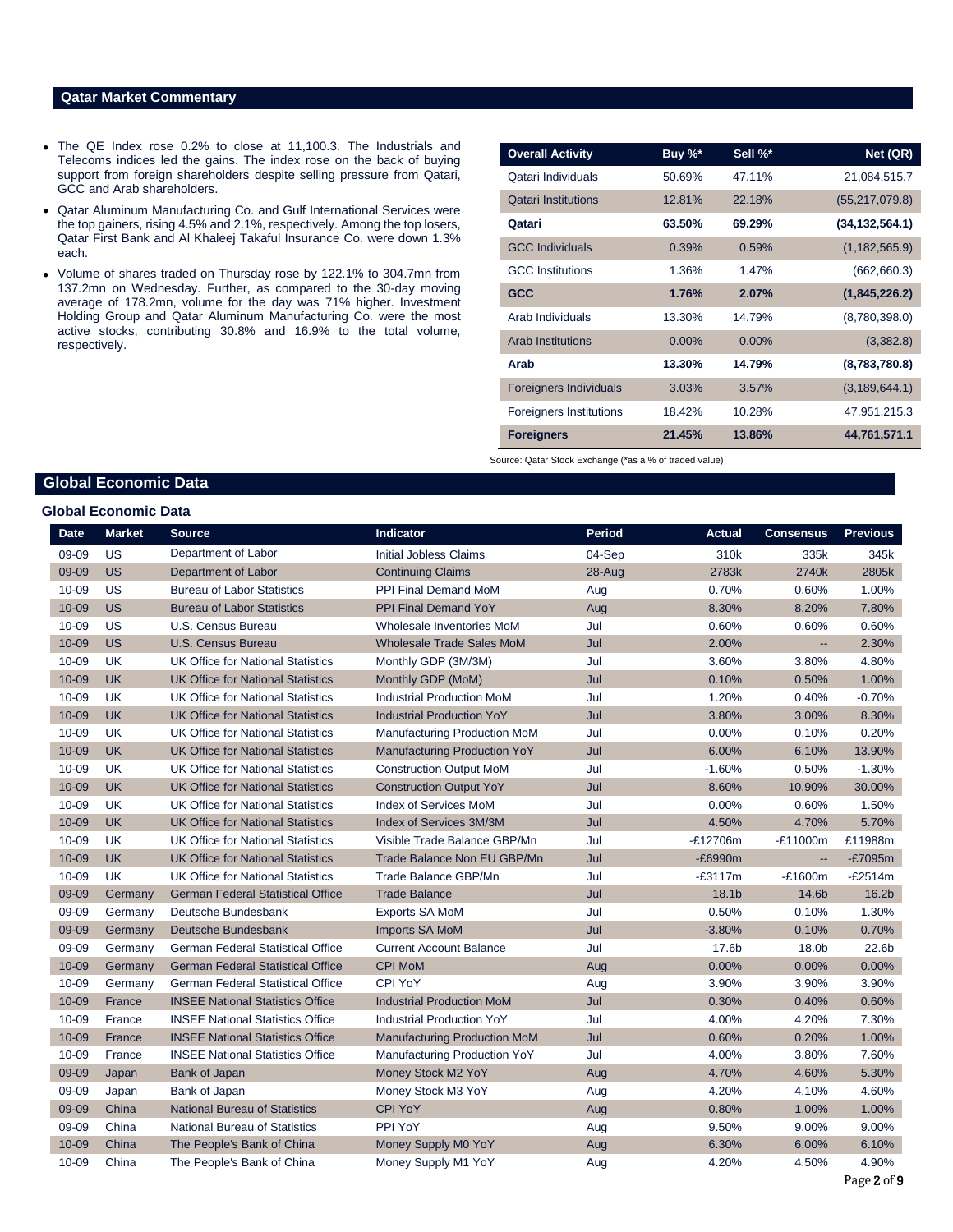## Qatar Market Commentary

- The QE Index rose 0.2% to close at 11,100.3. The Industrials and Telecoms indices led the gains. The index rose on the back of buying support from foreign shareholders despite selling pressure from Qatari, GCC and Arab shareholders.
- Qatar Aluminum Manufacturing Co. and Gulf International Services were the top gainers, rising 4.5% and 2.1%, respectively. Among the top losers, Qatar First Bank and Al Khaleej Takaful Insurance Co. were down 1.3% each.
- Volume of shares traded on Thursday rose by 122.1% to 304.7mn from 137.2mn on Wednesday. Further, as compared to the 30-day moving average of 178.2mn, volume for the day was 71% higher. Investment Holding Group and Qatar Aluminum Manufacturing Co. were the most active stocks, contributing 30.8% and 16.9% to the total volume, respectively.

| Overall Activity | Buy %* | Sell %* | Net (QR) |
|---|---|---|---|
| Qatari Individuals | 50.69% | 47.11% | 21,084,515.7 |
| Qatari Institutions | 12.81% | 22.18% | (55,217,079.8) |
| **Qatari** | **63.50%** | **69.29%** | **(34,132,564.1)** |
| GCC Individuals | 0.39% | 0.59% | (1,182,565.9) |
| GCC Institutions | 1.36% | 1.47% | (662,660.3) |
| **GCC** | **1.76%** | **2.07%** | **(1,845,226.2)** |
| Arab Individuals | 13.30% | 14.79% | (8,780,398.0) |
| Arab Institutions | 0.00% | 0.00% | (3,382.8) |
| **Arab** | **13.30%** | **14.79%** | **(8,783,780.8)** |
| Foreigners Individuals | 3.03% | 3.57% | (3,189,644.1) |
| Foreigners Institutions | 18.42% | 10.28% | 47,951,215.3 |
| **Foreigners** | **21.45%** | **13.86%** | **44,761,571.1** |

Source: Qatar Stock Exchange (*as a % of traded value)

## Global Economic Data

### Global Economic Data

| Date | Market | Source | Indicator | Period | Actual | Consensus | Previous |
|---|---|---|---|---|---|---|---|
| 09-09 | US | Department of Labor | Initial Jobless Claims | 04-Sep | 310k | 335k | 345k |
| 09-09 | US | Department of Labor | Continuing Claims | 28-Aug | 2783k | 2740k | 2805k |
| 10-09 | US | Bureau of Labor Statistics | PPI Final Demand MoM | Aug | 0.70% | 0.60% | 1.00% |
| 10-09 | US | Bureau of Labor Statistics | PPI Final Demand YoY | Aug | 8.30% | 8.20% | 7.80% |
| 10-09 | US | U.S. Census Bureau | Wholesale Inventories MoM | Jul | 0.60% | 0.60% | 0.60% |
| 10-09 | US | U.S. Census Bureau | Wholesale Trade Sales MoM | Jul | 2.00% | -- | 2.30% |
| 10-09 | UK | UK Office for National Statistics | Monthly GDP (3M/3M) | Jul | 3.60% | 3.80% | 4.80% |
| 10-09 | UK | UK Office for National Statistics | Monthly GDP (MoM) | Jul | 0.10% | 0.50% | 1.00% |
| 10-09 | UK | UK Office for National Statistics | Industrial Production MoM | Jul | 1.20% | 0.40% | -0.70% |
| 10-09 | UK | UK Office for National Statistics | Industrial Production YoY | Jul | 3.80% | 3.00% | 8.30% |
| 10-09 | UK | UK Office for National Statistics | Manufacturing Production MoM | Jul | 0.00% | 0.10% | 0.20% |
| 10-09 | UK | UK Office for National Statistics | Manufacturing Production YoY | Jul | 6.00% | 6.10% | 13.90% |
| 10-09 | UK | UK Office for National Statistics | Construction Output MoM | Jul | -1.60% | 0.50% | -1.30% |
| 10-09 | UK | UK Office for National Statistics | Construction Output YoY | Jul | 8.60% | 10.90% | 30.00% |
| 10-09 | UK | UK Office for National Statistics | Index of Services MoM | Jul | 0.00% | 0.60% | 1.50% |
| 10-09 | UK | UK Office for National Statistics | Index of Services 3M/3M | Jul | 4.50% | 4.70% | 5.70% |
| 10-09 | UK | UK Office for National Statistics | Visible Trade Balance GBP/Mn | Jul | -£12706m | -£11000m | £11988m |
| 10-09 | UK | UK Office for National Statistics | Trade Balance Non EU GBP/Mn | Jul | -£6990m | -- | -£7095m |
| 10-09 | UK | UK Office for National Statistics | Trade Balance GBP/Mn | Jul | -£3117m | -£1600m | -£2514m |
| 09-09 | Germany | German Federal Statistical Office | Trade Balance | Jul | 18.1b | 14.6b | 16.2b |
| 09-09 | Germany | Deutsche Bundesbank | Exports SA MoM | Jul | 0.50% | 0.10% | 1.30% |
| 09-09 | Germany | Deutsche Bundesbank | Imports SA MoM | Jul | -3.80% | 0.10% | 0.70% |
| 09-09 | Germany | German Federal Statistical Office | Current Account Balance | Jul | 17.6b | 18.0b | 22.6b |
| 10-09 | Germany | German Federal Statistical Office | CPI MoM | Aug | 0.00% | 0.00% | 0.00% |
| 10-09 | Germany | German Federal Statistical Office | CPI YoY | Aug | 3.90% | 3.90% | 3.90% |
| 10-09 | France | INSEE National Statistics Office | Industrial Production MoM | Jul | 0.30% | 0.40% | 0.60% |
| 10-09 | France | INSEE National Statistics Office | Industrial Production YoY | Jul | 4.00% | 4.20% | 7.30% |
| 10-09 | France | INSEE National Statistics Office | Manufacturing Production MoM | Jul | 0.60% | 0.20% | 1.00% |
| 10-09 | France | INSEE National Statistics Office | Manufacturing Production YoY | Jul | 4.00% | 3.80% | 7.60% |
| 09-09 | Japan | Bank of Japan | Money Stock M2 YoY | Aug | 4.70% | 4.60% | 5.30% |
| 09-09 | Japan | Bank of Japan | Money Stock M3 YoY | Aug | 4.20% | 4.10% | 4.60% |
| 09-09 | China | National Bureau of Statistics | CPI YoY | Aug | 0.80% | 1.00% | 1.00% |
| 09-09 | China | National Bureau of Statistics | PPI YoY | Aug | 9.50% | 9.00% | 9.00% |
| 10-09 | China | The People's Bank of China | Money Supply M0 YoY | Aug | 6.30% | 6.00% | 6.10% |
| 10-09 | China | The People's Bank of China | Money Supply M1 YoY | Aug | 4.20% | 4.50% | 4.90% |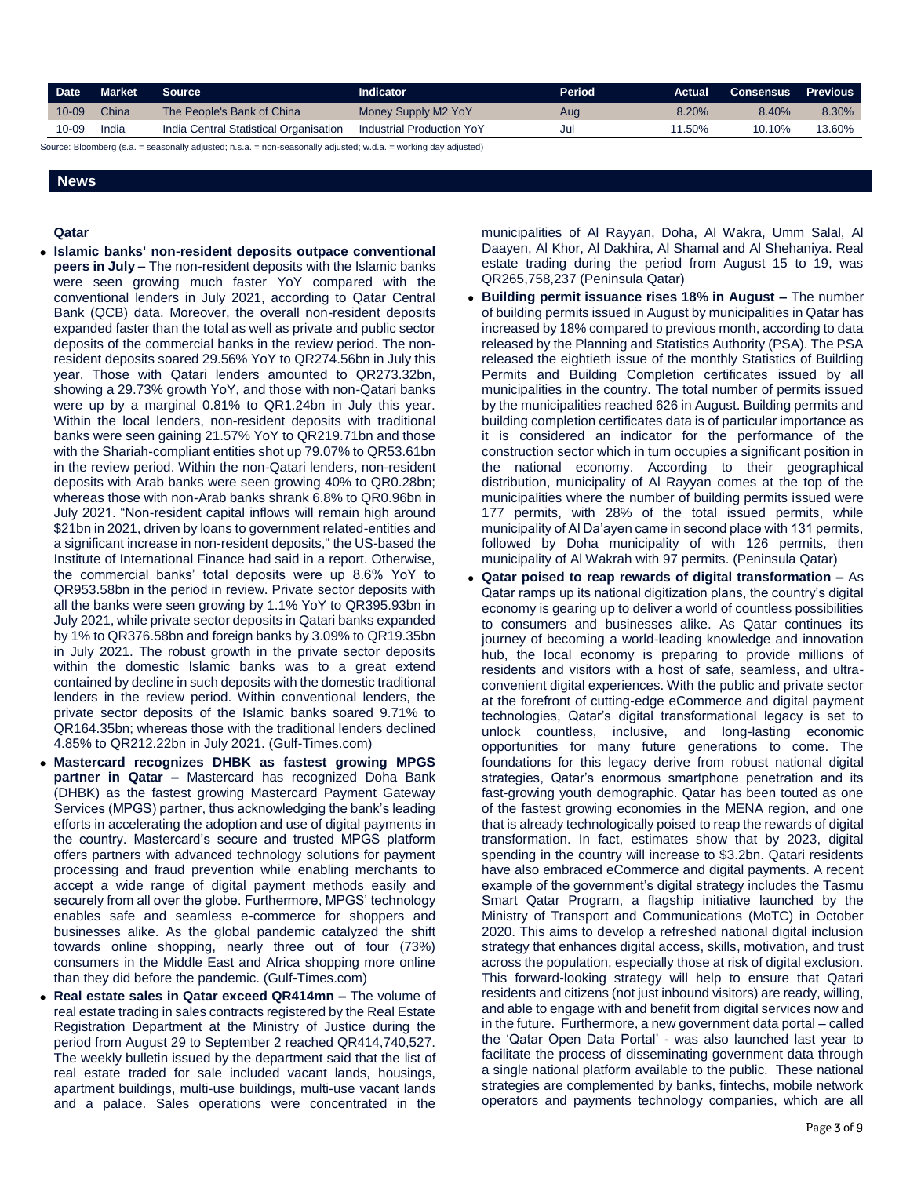| Date | Market | Source | Indicator | Period | Actual | Consensus | Previous |
|---|---|---|---|---|---|---|---|
| 10-09 | China | The People's Bank of China | Money Supply M2 YoY | Aug | 8.20% | 8.40% | 8.30% |
| 10-09 | India | India Central Statistical Organisation | Industrial Production YoY | Jul | 11.50% | 10.10% | 13.60% |

Source: Bloomberg (s.a. = seasonally adjusted; n.s.a. = non-seasonally adjusted; w.d.a. = working day adjusted)

## News

### Qatar

- **Islamic banks' non-resident deposits outpace conventional peers in July –** The non-resident deposits with the Islamic banks were seen growing much faster YoY compared with the conventional lenders in July 2021, according to Qatar Central Bank (QCB) data. Moreover, the overall non-resident deposits expanded faster than the total as well as private and public sector deposits of the commercial banks in the review period. The non-resident deposits soared 29.56% YoY to QR274.56bn in July this year. Those with Qatari lenders amounted to QR273.32bn, showing a 29.73% growth YoY, and those with non-Qatari banks were up by a marginal 0.81% to QR1.24bn in July this year. Within the local lenders, non-resident deposits with traditional banks were seen gaining 21.57% YoY to QR219.71bn and those with the Shariah-compliant entities shot up 79.07% to QR53.61bn in the review period. Within the non-Qatari lenders, non-resident deposits with Arab banks were seen growing 40% to QR0.28bn; whereas those with non-Arab banks shrank 6.8% to QR0.96bn in July 2021. "Non-resident capital inflows will remain high around $21bn in 2021, driven by loans to government related-entities and a significant increase in non-resident deposits," the US-based the Institute of International Finance had said in a report. Otherwise, the commercial banks' total deposits were up 8.6% YoY to QR953.58bn in the period in review. Private sector deposits with all the banks were seen growing by 1.1% YoY to QR395.93bn in July 2021, while private sector deposits in Qatari banks expanded by 1% to QR376.58bn and foreign banks by 3.09% to QR19.35bn in July 2021. The robust growth in the private sector deposits within the domestic Islamic banks was to a great extend contained by decline in such deposits with the domestic traditional lenders in the review period. Within conventional lenders, the private sector deposits of the Islamic banks soared 9.71% to QR164.35bn; whereas those with the traditional lenders declined 4.85% to QR212.22bn in July 2021. (Gulf-Times.com)
- **Mastercard recognizes DHBK as fastest growing MPGS partner in Qatar –** Mastercard has recognized Doha Bank (DHBK) as the fastest growing Mastercard Payment Gateway Services (MPGS) partner, thus acknowledging the bank's leading efforts in accelerating the adoption and use of digital payments in the country. Mastercard's secure and trusted MPGS platform offers partners with advanced technology solutions for payment processing and fraud prevention while enabling merchants to accept a wide range of digital payment methods easily and securely from all over the globe. Furthermore, MPGS' technology enables safe and seamless e-commerce for shoppers and businesses alike. As the global pandemic catalyzed the shift towards online shopping, nearly three out of four (73%) consumers in the Middle East and Africa shopping more online than they did before the pandemic. (Gulf-Times.com)
- **Real estate sales in Qatar exceed QR414mn –** The volume of real estate trading in sales contracts registered by the Real Estate Registration Department at the Ministry of Justice during the period from August 29 to September 2 reached QR414,740,527. The weekly bulletin issued by the department said that the list of real estate traded for sale included vacant lands, housings, apartment buildings, multi-use buildings, multi-use vacant lands and a palace. Sales operations were concentrated in the municipalities of Al Rayyan, Doha, Al Wakra, Umm Salal, Al Daayen, Al Khor, Al Dakhira, Al Shamal and Al Shehaniya. Real estate trading during the period from August 15 to 19, was QR265,758,237 (Peninsula Qatar)
- **Building permit issuance rises 18% in August –** The number of building permits issued in August by municipalities in Qatar has increased by 18% compared to previous month, according to data released by the Planning and Statistics Authority (PSA). The PSA released the eightieth issue of the monthly Statistics of Building Permits and Building Completion certificates issued by all municipalities in the country. The total number of permits issued by the municipalities reached 626 in August. Building permits and building completion certificates data is of particular importance as it is considered an indicator for the performance of the construction sector which in turn occupies a significant position in the national economy. According to their geographical distribution, municipality of Al Rayyan comes at the top of the municipalities where the number of building permits issued were 177 permits, with 28% of the total issued permits, while municipality of Al Da'ayen came in second place with 131 permits, followed by Doha municipality of with 126 permits, then municipality of Al Wakrah with 97 permits. (Peninsula Qatar)
- **Qatar poised to reap rewards of digital transformation –** As Qatar ramps up its national digitization plans, the country's digital economy is gearing up to deliver a world of countless possibilities to consumers and businesses alike. As Qatar continues its journey of becoming a world-leading knowledge and innovation hub, the local economy is preparing to provide millions of residents and visitors with a host of safe, seamless, and ultra-convenient digital experiences. With the public and private sector at the forefront of cutting-edge eCommerce and digital payment technologies, Qatar's digital transformational legacy is set to unlock countless, inclusive, and long-lasting economic opportunities for many future generations to come. The foundations for this legacy derive from robust national digital strategies, Qatar's enormous smartphone penetration and its fast-growing youth demographic. Qatar has been touted as one of the fastest growing economies in the MENA region, and one that is already technologically poised to reap the rewards of digital transformation. In fact, estimates show that by 2023, digital spending in the country will increase to $3.2bn. Qatari residents have also embraced eCommerce and digital payments. A recent example of the government's digital strategy includes the Tasmu Smart Qatar Program, a flagship initiative launched by the Ministry of Transport and Communications (MoTC) in October 2020. This aims to develop a refreshed national digital inclusion strategy that enhances digital access, skills, motivation, and trust across the population, especially those at risk of digital exclusion. This forward-looking strategy will help to ensure that Qatari residents and citizens (not just inbound visitors) are ready, willing, and able to engage with and benefit from digital services now and in the future. Furthermore, a new government data portal – called the 'Qatar Open Data Portal' - was also launched last year to facilitate the process of disseminating government data through a single national platform available to the public. These national strategies are complemented by banks, fintechs, mobile network operators and payments technology companies, which are all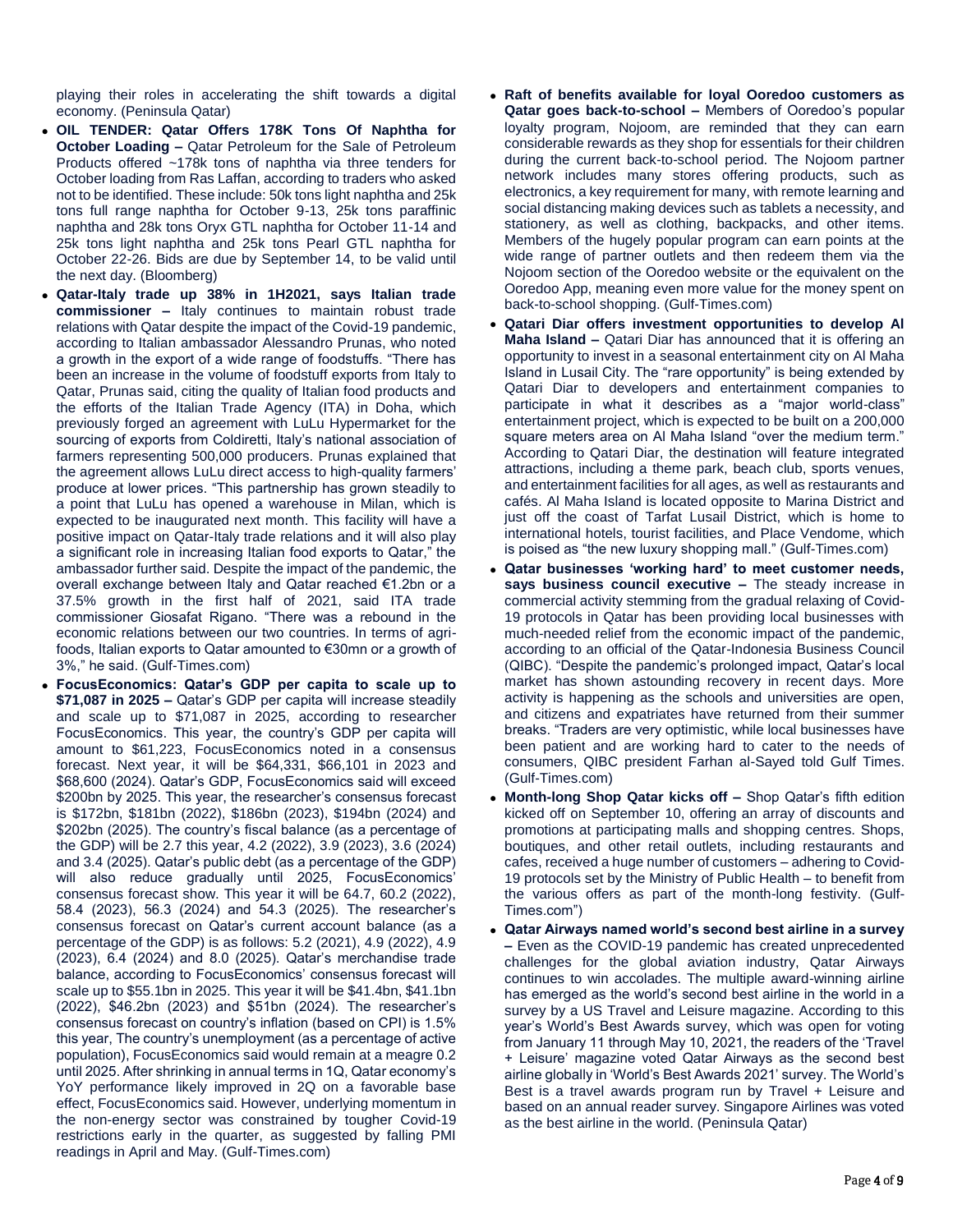playing their roles in accelerating the shift towards a digital economy. (Peninsula Qatar)

- **OIL TENDER: Qatar Offers 178K Tons Of Naphtha for October Loading –** Qatar Petroleum for the Sale of Petroleum Products offered ~178k tons of naphtha via three tenders for October loading from Ras Laffan, according to traders who asked not to be identified. These include: 50k tons light naphtha and 25k tons full range naphtha for October 9-13, 25k tons paraffinic naphtha and 28k tons Oryx GTL naphtha for October 11-14 and 25k tons light naphtha and 25k tons Pearl GTL naphtha for October 22-26. Bids are due by September 14, to be valid until the next day. (Bloomberg)
- **Qatar-Italy trade up 38% in 1H2021, says Italian trade commissioner –** Italy continues to maintain robust trade relations with Qatar despite the impact of the Covid-19 pandemic, according to Italian ambassador Alessandro Prunas, who noted a growth in the export of a wide range of foodstuffs. "There has been an increase in the volume of foodstuff exports from Italy to Qatar, Prunas said, citing the quality of Italian food products and the efforts of the Italian Trade Agency (ITA) in Doha, which previously forged an agreement with LuLu Hypermarket for the sourcing of exports from Coldiretti, Italy's national association of farmers representing 500,000 producers. Prunas explained that the agreement allows LuLu direct access to high-quality farmers' produce at lower prices. "This partnership has grown steadily to a point that LuLu has opened a warehouse in Milan, which is expected to be inaugurated next month. This facility will have a positive impact on Qatar-Italy trade relations and it will also play a significant role in increasing Italian food exports to Qatar," the ambassador further said. Despite the impact of the pandemic, the overall exchange between Italy and Qatar reached €1.2bn or a 37.5% growth in the first half of 2021, said ITA trade commissioner Giosafat Rigano. "There was a rebound in the economic relations between our two countries. In terms of agri-foods, Italian exports to Qatar amounted to €30mn or a growth of 3%," he said. (Gulf-Times.com)
- **FocusEconomics: Qatar's GDP per capita to scale up to $71,087 in 2025 –** Qatar's GDP per capita will increase steadily and scale up to $71,087 in 2025, according to researcher FocusEconomics. This year, the country's GDP per capita will amount to $61,223, FocusEconomics noted in a consensus forecast. Next year, it will be $64,331, $66,101 in 2023 and $68,600 (2024). Qatar's GDP, FocusEconomics said will exceed $200bn by 2025. This year, the researcher's consensus forecast is $172bn, $181bn (2022), $186bn (2023), $194bn (2024) and $202bn (2025). The country's fiscal balance (as a percentage of the GDP) will be 2.7 this year, 4.2 (2022), 3.9 (2023), 3.6 (2024) and 3.4 (2025). Qatar's public debt (as a percentage of the GDP) will also reduce gradually until 2025, FocusEconomics' consensus forecast show. This year it will be 64.7, 60.2 (2022), 58.4 (2023), 56.3 (2024) and 54.3 (2025). The researcher's consensus forecast on Qatar's current account balance (as a percentage of the GDP) is as follows: 5.2 (2021), 4.9 (2022), 4.9 (2023), 6.4 (2024) and 8.0 (2025). Qatar's merchandise trade balance, according to FocusEconomics' consensus forecast will scale up to $55.1bn in 2025. This year it will be $41.4bn, $41.1bn (2022), $46.2bn (2023) and $51bn (2024). The researcher's consensus forecast on country's inflation (based on CPI) is 1.5% this year, The country's unemployment (as a percentage of active population), FocusEconomics said would remain at a meagre 0.2 until 2025. After shrinking in annual terms in 1Q, Qatar economy's YoY performance likely improved in 2Q on a favorable base effect, FocusEconomics said. However, underlying momentum in the non-energy sector was constrained by tougher Covid-19 restrictions early in the quarter, as suggested by falling PMI readings in April and May. (Gulf-Times.com)
- **Raft of benefits available for loyal Ooredoo customers as Qatar goes back-to-school –** Members of Ooredoo's popular loyalty program, Nojoom, are reminded that they can earn considerable rewards as they shop for essentials for their children during the current back-to-school period. The Nojoom partner network includes many stores offering products, such as electronics, a key requirement for many, with remote learning and social distancing making devices such as tablets a necessity, and stationery, as well as clothing, backpacks, and other items. Members of the hugely popular program can earn points at the wide range of partner outlets and then redeem them via the Nojoom section of the Ooredoo website or the equivalent on the Ooredoo App, meaning even more value for the money spent on back-to-school shopping. (Gulf-Times.com)
- **Qatari Diar offers investment opportunities to develop Al Maha Island –** Qatari Diar has announced that it is offering an opportunity to invest in a seasonal entertainment city on Al Maha Island in Lusail City. The "rare opportunity" is being extended by Qatari Diar to developers and entertainment companies to participate in what it describes as a "major world-class" entertainment project, which is expected to be built on a 200,000 square meters area on Al Maha Island "over the medium term." According to Qatari Diar, the destination will feature integrated attractions, including a theme park, beach club, sports venues, and entertainment facilities for all ages, as well as restaurants and cafés. Al Maha Island is located opposite to Marina District and just off the coast of Tarfat Lusail District, which is home to international hotels, tourist facilities, and Place Vendome, which is poised as "the new luxury shopping mall." (Gulf-Times.com)
- **Qatar businesses 'working hard' to meet customer needs, says business council executive –** The steady increase in commercial activity stemming from the gradual relaxing of Covid-19 protocols in Qatar has been providing local businesses with much-needed relief from the economic impact of the pandemic, according to an official of the Qatar-Indonesia Business Council (QIBC). "Despite the pandemic's prolonged impact, Qatar's local market has shown astounding recovery in recent days. More activity is happening as the schools and universities are open, and citizens and expatriates have returned from their summer breaks. "Traders are very optimistic, while local businesses have been patient and are working hard to cater to the needs of consumers, QIBC president Farhan al-Sayed told Gulf Times. (Gulf-Times.com)
- **Month-long Shop Qatar kicks off –** Shop Qatar's fifth edition kicked off on September 10, offering an array of discounts and promotions at participating malls and shopping centres. Shops, boutiques, and other retail outlets, including restaurants and cafes, received a huge number of customers – adhering to Covid-19 protocols set by the Ministry of Public Health – to benefit from the various offers as part of the month-long festivity. (Gulf-Times.com")
- **Qatar Airways named world's second best airline in a survey –** Even as the COVID-19 pandemic has created unprecedented challenges for the global aviation industry, Qatar Airways continues to win accolades. The multiple award-winning airline has emerged as the world's second best airline in the world in a survey by a US Travel and Leisure magazine. According to this year's World's Best Awards survey, which was open for voting from January 11 through May 10, 2021, the readers of the 'Travel + Leisure' magazine voted Qatar Airways as the second best airline globally in 'World's Best Awards 2021' survey. The World's Best is a travel awards program run by Travel + Leisure and based on an annual reader survey. Singapore Airlines was voted as the best airline in the world. (Peninsula Qatar)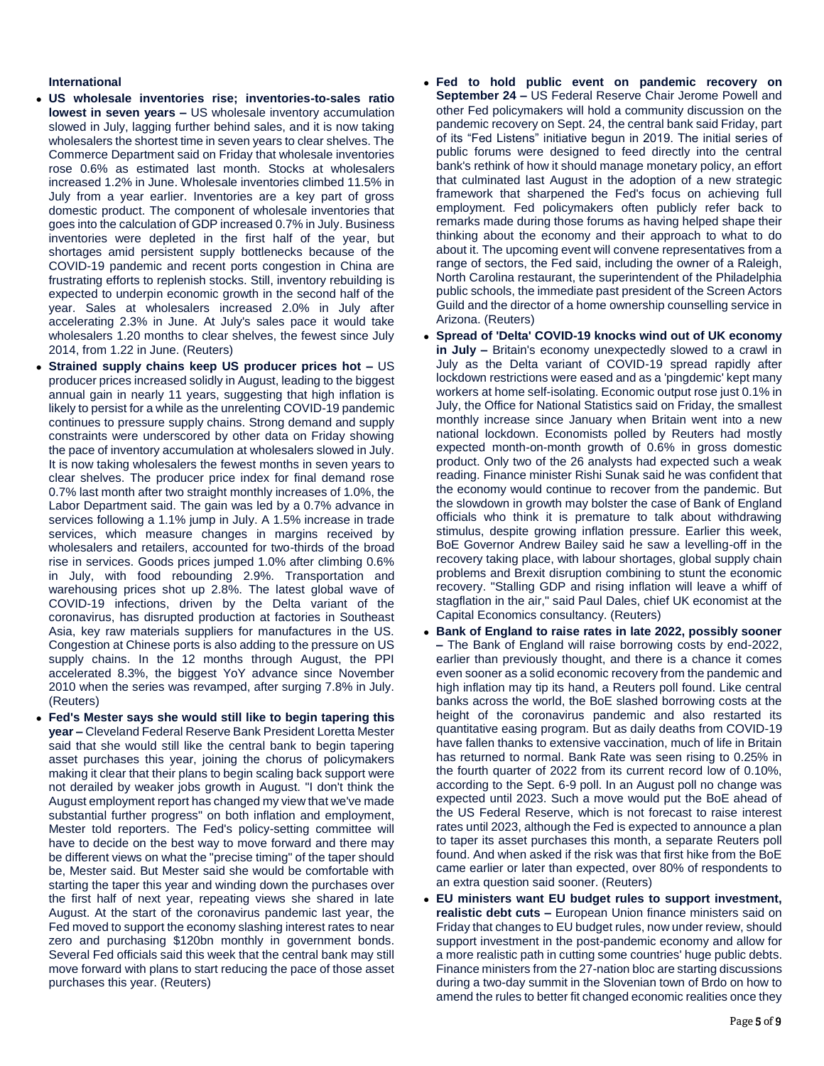**International**

- **US wholesale inventories rise; inventories-to-sales ratio lowest in seven years –** US wholesale inventory accumulation slowed in July, lagging further behind sales, and it is now taking wholesalers the shortest time in seven years to clear shelves. The Commerce Department said on Friday that wholesale inventories rose 0.6% as estimated last month. Stocks at wholesalers increased 1.2% in June. Wholesale inventories climbed 11.5% in July from a year earlier. Inventories are a key part of gross domestic product. The component of wholesale inventories that goes into the calculation of GDP increased 0.7% in July. Business inventories were depleted in the first half of the year, but shortages amid persistent supply bottlenecks because of the COVID-19 pandemic and recent ports congestion in China are frustrating efforts to replenish stocks. Still, inventory rebuilding is expected to underpin economic growth in the second half of the year. Sales at wholesalers increased 2.0% in July after accelerating 2.3% in June. At July's sales pace it would take wholesalers 1.20 months to clear shelves, the fewest since July 2014, from 1.22 in June. (Reuters)
- **Strained supply chains keep US producer prices hot –** US producer prices increased solidly in August, leading to the biggest annual gain in nearly 11 years, suggesting that high inflation is likely to persist for a while as the unrelenting COVID-19 pandemic continues to pressure supply chains. Strong demand and supply constraints were underscored by other data on Friday showing the pace of inventory accumulation at wholesalers slowed in July. It is now taking wholesalers the fewest months in seven years to clear shelves. The producer price index for final demand rose 0.7% last month after two straight monthly increases of 1.0%, the Labor Department said. The gain was led by a 0.7% advance in services following a 1.1% jump in July. A 1.5% increase in trade services, which measure changes in margins received by wholesalers and retailers, accounted for two-thirds of the broad rise in services. Goods prices jumped 1.0% after climbing 0.6% in July, with food rebounding 2.9%. Transportation and warehousing prices shot up 2.8%. The latest global wave of COVID-19 infections, driven by the Delta variant of the coronavirus, has disrupted production at factories in Southeast Asia, key raw materials suppliers for manufactures in the US. Congestion at Chinese ports is also adding to the pressure on US supply chains. In the 12 months through August, the PPI accelerated 8.3%, the biggest YoY advance since November 2010 when the series was revamped, after surging 7.8% in July. (Reuters)
- **Fed's Mester says she would still like to begin tapering this year –** Cleveland Federal Reserve Bank President Loretta Mester said that she would still like the central bank to begin tapering asset purchases this year, joining the chorus of policymakers making it clear that their plans to begin scaling back support were not derailed by weaker jobs growth in August. "I don't think the August employment report has changed my view that we've made substantial further progress" on both inflation and employment, Mester told reporters. The Fed's policy-setting committee will have to decide on the best way to move forward and there may be different views on what the "precise timing" of the taper should be, Mester said. But Mester said she would be comfortable with starting the taper this year and winding down the purchases over the first half of next year, repeating views she shared in late August. At the start of the coronavirus pandemic last year, the Fed moved to support the economy slashing interest rates to near zero and purchasing $120bn monthly in government bonds. Several Fed officials said this week that the central bank may still move forward with plans to start reducing the pace of those asset purchases this year. (Reuters)
- **Fed to hold public event on pandemic recovery on September 24 –** US Federal Reserve Chair Jerome Powell and other Fed policymakers will hold a community discussion on the pandemic recovery on Sept. 24, the central bank said Friday, part of its "Fed Listens" initiative begun in 2019. The initial series of public forums were designed to feed directly into the central bank's rethink of how it should manage monetary policy, an effort that culminated last August in the adoption of a new strategic framework that sharpened the Fed's focus on achieving full employment. Fed policymakers often publicly refer back to remarks made during those forums as having helped shape their thinking about the economy and their approach to what to do about it. The upcoming event will convene representatives from a range of sectors, the Fed said, including the owner of a Raleigh, North Carolina restaurant, the superintendent of the Philadelphia public schools, the immediate past president of the Screen Actors Guild and the director of a home ownership counselling service in Arizona. (Reuters)
- **Spread of 'Delta' COVID-19 knocks wind out of UK economy in July –** Britain's economy unexpectedly slowed to a crawl in July as the Delta variant of COVID-19 spread rapidly after lockdown restrictions were eased and as a 'pingdemic' kept many workers at home self-isolating. Economic output rose just 0.1% in July, the Office for National Statistics said on Friday, the smallest monthly increase since January when Britain went into a new national lockdown. Economists polled by Reuters had mostly expected month-on-month growth of 0.6% in gross domestic product. Only two of the 26 analysts had expected such a weak reading. Finance minister Rishi Sunak said he was confident that the economy would continue to recover from the pandemic. But the slowdown in growth may bolster the case of Bank of England officials who think it is premature to talk about withdrawing stimulus, despite growing inflation pressure. Earlier this week, BoE Governor Andrew Bailey said he saw a levelling-off in the recovery taking place, with labour shortages, global supply chain problems and Brexit disruption combining to stunt the economic recovery. "Stalling GDP and rising inflation will leave a whiff of stagflation in the air," said Paul Dales, chief UK economist at the Capital Economics consultancy. (Reuters)
- **Bank of England to raise rates in late 2022, possibly sooner –** The Bank of England will raise borrowing costs by end-2022, earlier than previously thought, and there is a chance it comes even sooner as a solid economic recovery from the pandemic and high inflation may tip its hand, a Reuters poll found. Like central banks across the world, the BoE slashed borrowing costs at the height of the coronavirus pandemic and also restarted its quantitative easing program. But as daily deaths from COVID-19 have fallen thanks to extensive vaccination, much of life in Britain has returned to normal. Bank Rate was seen rising to 0.25% in the fourth quarter of 2022 from its current record low of 0.10%, according to the Sept. 6-9 poll. In an August poll no change was expected until 2023. Such a move would put the BoE ahead of the US Federal Reserve, which is not forecast to raise interest rates until 2023, although the Fed is expected to announce a plan to taper its asset purchases this month, a separate Reuters poll found. And when asked if the risk was that first hike from the BoE came earlier or later than expected, over 80% of respondents to an extra question said sooner. (Reuters)
- **EU ministers want EU budget rules to support investment, realistic debt cuts –** European Union finance ministers said on Friday that changes to EU budget rules, now under review, should support investment in the post-pandemic economy and allow for a more realistic path in cutting some countries' huge public debts. Finance ministers from the 27-nation bloc are starting discussions during a two-day summit in the Slovenian town of Brdo on how to amend the rules to better fit changed economic realities once they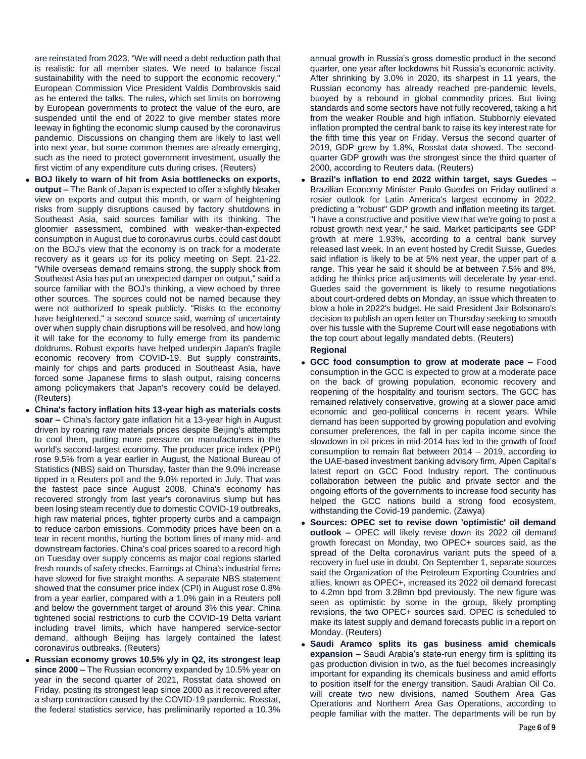are reinstated from 2023. "We will need a debt reduction path that is realistic for all member states. We need to balance fiscal sustainability with the need to support the economic recovery," European Commission Vice President Valdis Dombrovskis said as he entered the talks. The rules, which set limits on borrowing by European governments to protect the value of the euro, are suspended until the end of 2022 to give member states more leeway in fighting the economic slump caused by the coronavirus pandemic. Discussions on changing them are likely to last well into next year, but some common themes are already emerging, such as the need to protect government investment, usually the first victim of any expenditure cuts during crises. (Reuters)

- **BOJ likely to warn of hit from Asia bottlenecks on exports, output –** The Bank of Japan is expected to offer a slightly bleaker view on exports and output this month, or warn of heightening risks from supply disruptions caused by factory shutdowns in Southeast Asia, said sources familiar with its thinking. The gloomier assessment, combined with weaker-than-expected consumption in August due to coronavirus curbs, could cast doubt on the BOJ's view that the economy is on track for a moderate recovery as it gears up for its policy meeting on Sept. 21-22. "While overseas demand remains strong, the supply shock from Southeast Asia has put an unexpected damper on output," said a source familiar with the BOJ's thinking, a view echoed by three other sources. The sources could not be named because they were not authorized to speak publicly. "Risks to the economy have heightened," a second source said, warning of uncertainty over when supply chain disruptions will be resolved, and how long it will take for the economy to fully emerge from its pandemic doldrums. Robust exports have helped underpin Japan's fragile economic recovery from COVID-19. But supply constraints, mainly for chips and parts produced in Southeast Asia, have forced some Japanese firms to slash output, raising concerns among policymakers that Japan's recovery could be delayed. (Reuters)
- **China's factory inflation hits 13-year high as materials costs soar –** China's factory gate inflation hit a 13-year high in August driven by roaring raw materials prices despite Beijing's attempts to cool them, putting more pressure on manufacturers in the world's second-largest economy. The producer price index (PPI) rose 9.5% from a year earlier in August, the National Bureau of Statistics (NBS) said on Thursday, faster than the 9.0% increase tipped in a Reuters poll and the 9.0% reported in July. That was the fastest pace since August 2008. China's economy has recovered strongly from last year's coronavirus slump but has been losing steam recently due to domestic COVID-19 outbreaks, high raw material prices, tighter property curbs and a campaign to reduce carbon emissions. Commodity prices have been on a tear in recent months, hurting the bottom lines of many mid- and downstream factories. China's coal prices soared to a record high on Tuesday over supply concerns as major coal regions started fresh rounds of safety checks. Earnings at China's industrial firms have slowed for five straight months. A separate NBS statement showed that the consumer price index (CPI) in August rose 0.8% from a year earlier, compared with a 1.0% gain in a Reuters poll and below the government target of around 3% this year. China tightened social restrictions to curb the COVID-19 Delta variant including travel limits, which have hampered service-sector demand, although Beijing has largely contained the latest coronavirus outbreaks. (Reuters)
- **Russian economy grows 10.5% y/y in Q2, its strongest leap since 2000 –** The Russian economy expanded by 10.5% year on year in the second quarter of 2021, Rosstat data showed on Friday, posting its strongest leap since 2000 as it recovered after a sharp contraction caused by the COVID-19 pandemic. Rosstat, the federal statistics service, has preliminarily reported a 10.3% annual growth in Russia's gross domestic product in the second quarter, one year after lockdowns hit Russia's economic activity. After shrinking by 3.0% in 2020, its sharpest in 11 years, the Russian economy has already reached pre-pandemic levels, buoyed by a rebound in global commodity prices. But living standards and some sectors have not fully recovered, taking a hit from the weaker Rouble and high inflation. Stubbornly elevated inflation prompted the central bank to raise its key interest rate for the fifth time this year on Friday. Versus the second quarter of 2019, GDP grew by 1.8%, Rosstat data showed. The second-quarter GDP growth was the strongest since the third quarter of 2000, according to Reuters data. (Reuters)
- **Brazil's inflation to end 2022 within target, says Guedes –** Brazilian Economy Minister Paulo Guedes on Friday outlined a rosier outlook for Latin America's largest economy in 2022, predicting a "robust" GDP growth and inflation meeting its target. "I have a constructive and positive view that we're going to post a robust growth next year," he said. Market participants see GDP growth at mere 1.93%, according to a central bank survey released last week. In an event hosted by Credit Suisse, Guedes said inflation is likely to be at 5% next year, the upper part of a range. This year he said it should be at between 7.5% and 8%, adding he thinks price adjustments will decelerate by year-end. Guedes said the government is likely to resume negotiations about court-ordered debts on Monday, an issue which threaten to blow a hole in 2022's budget. He said President Jair Bolsonaro's decision to publish an open letter on Thursday seeking to smooth over his tussle with the Supreme Court will ease negotiations with the top court about legally mandated debts. (Reuters)

**Regional**

- **GCC food consumption to grow at moderate pace –** Food consumption in the GCC is expected to grow at a moderate pace on the back of growing population, economic recovery and reopening of the hospitality and tourism sectors. The GCC has remained relatively conservative, growing at a slower pace amid economic and geo-political concerns in recent years. While demand has been supported by growing population and evolving consumer preferences, the fall in per capita income since the slowdown in oil prices in mid-2014 has led to the growth of food consumption to remain flat between 2014 – 2019, according to the UAE-based investment banking advisory firm, Alpen Capital's latest report on GCC Food Industry report. The continuous collaboration between the public and private sector and the ongoing efforts of the governments to increase food security has helped the GCC nations build a strong food ecosystem, withstanding the Covid-19 pandemic. (Zawya)
- **Sources: OPEC set to revise down 'optimistic' oil demand outlook –** OPEC will likely revise down its 2022 oil demand growth forecast on Monday, two OPEC+ sources said, as the spread of the Delta coronavirus variant puts the speed of a recovery in fuel use in doubt. On September 1, separate sources said the Organization of the Petroleum Exporting Countries and allies, known as OPEC+, increased its 2022 oil demand forecast to 4.2mn bpd from 3.28mn bpd previously. The new figure was seen as optimistic by some in the group, likely prompting revisions, the two OPEC+ sources said. OPEC is scheduled to make its latest supply and demand forecasts public in a report on Monday. (Reuters)
- **Saudi Aramco splits its gas business amid chemicals expansion –** Saudi Arabia's state-run energy firm is splitting its gas production division in two, as the fuel becomes increasingly important for expanding its chemicals business and amid efforts to position itself for the energy transition. Saudi Arabian Oil Co. will create two new divisions, named Southern Area Gas Operations and Northern Area Gas Operations, according to people familiar with the matter. The departments will be run by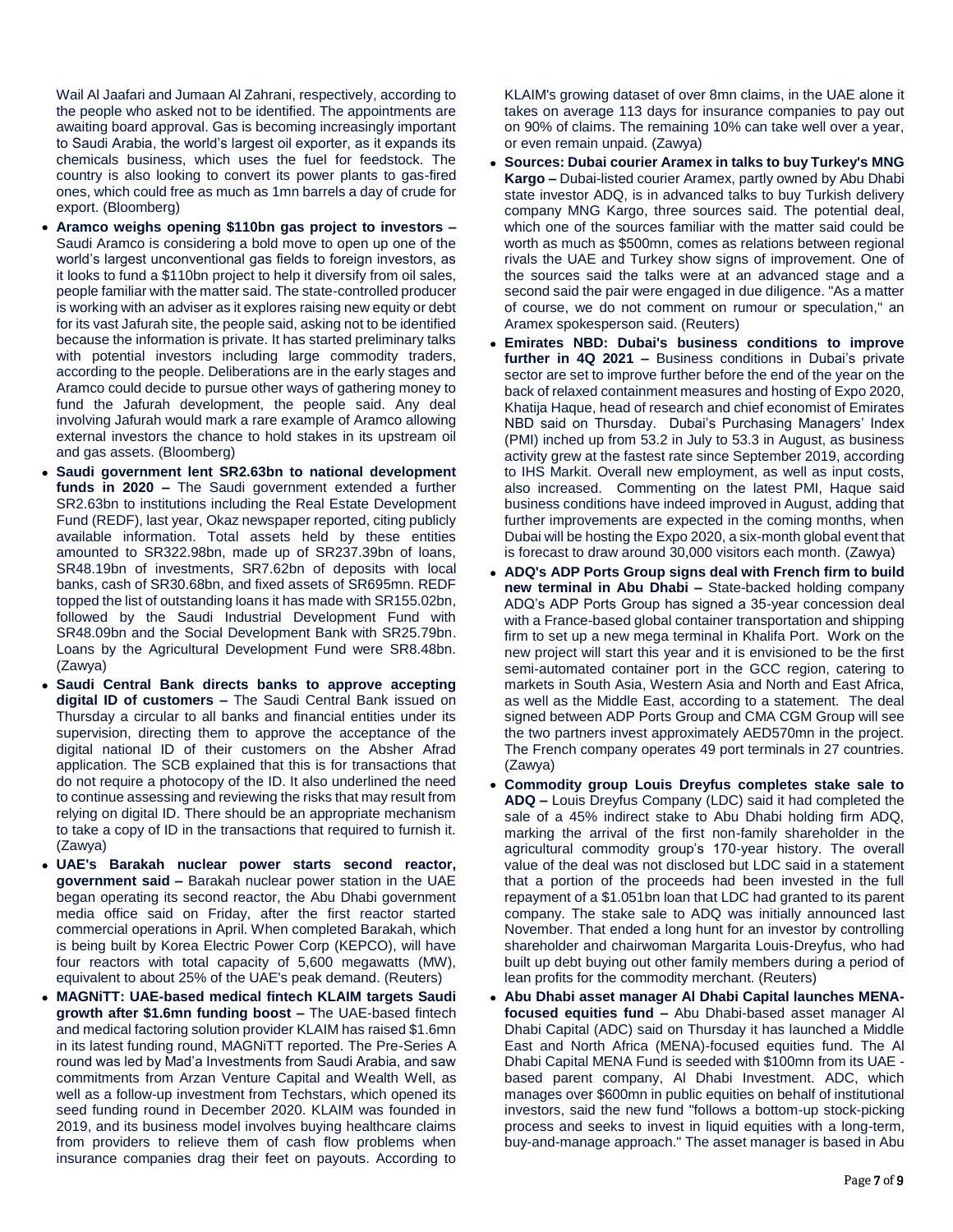Wail Al Jaafari and Jumaan Al Zahrani, respectively, according to the people who asked not to be identified. The appointments are awaiting board approval. Gas is becoming increasingly important to Saudi Arabia, the world's largest oil exporter, as it expands its chemicals business, which uses the fuel for feedstock. The country is also looking to convert its power plants to gas-fired ones, which could free as much as 1mn barrels a day of crude for export. (Bloomberg)

- **Aramco weighs opening $110bn gas project to investors –** Saudi Aramco is considering a bold move to open up one of the world's largest unconventional gas fields to foreign investors, as it looks to fund a $110bn project to help it diversify from oil sales, people familiar with the matter said. The state-controlled producer is working with an adviser as it explores raising new equity or debt for its vast Jafurah site, the people said, asking not to be identified because the information is private. It has started preliminary talks with potential investors including large commodity traders, according to the people. Deliberations are in the early stages and Aramco could decide to pursue other ways of gathering money to fund the Jafurah development, the people said. Any deal involving Jafurah would mark a rare example of Aramco allowing external investors the chance to hold stakes in its upstream oil and gas assets. (Bloomberg)
- **Saudi government lent SR2.63bn to national development funds in 2020 –** The Saudi government extended a further SR2.63bn to institutions including the Real Estate Development Fund (REDF), last year, Okaz newspaper reported, citing publicly available information. Total assets held by these entities amounted to SR322.98bn, made up of SR237.39bn of loans, SR48.19bn of investments, SR7.62bn of deposits with local banks, cash of SR30.68bn, and fixed assets of SR695mn. REDF topped the list of outstanding loans it has made with SR155.02bn, followed by the Saudi Industrial Development Fund with SR48.09bn and the Social Development Bank with SR25.79bn. Loans by the Agricultural Development Fund were SR8.48bn. (Zawya)
- **Saudi Central Bank directs banks to approve accepting digital ID of customers –** The Saudi Central Bank issued on Thursday a circular to all banks and financial entities under its supervision, directing them to approve the acceptance of the digital national ID of their customers on the Absher Afrad application. The SCB explained that this is for transactions that do not require a photocopy of the ID. It also underlined the need to continue assessing and reviewing the risks that may result from relying on digital ID. There should be an appropriate mechanism to take a copy of ID in the transactions that required to furnish it. (Zawya)
- **UAE's Barakah nuclear power starts second reactor, government said –** Barakah nuclear power station in the UAE began operating its second reactor, the Abu Dhabi government media office said on Friday, after the first reactor started commercial operations in April. When completed Barakah, which is being built by Korea Electric Power Corp (KEPCO), will have four reactors with total capacity of 5,600 megawatts (MW), equivalent to about 25% of the UAE's peak demand. (Reuters)
- **MAGNiTT: UAE-based medical fintech KLAIM targets Saudi growth after $1.6mn funding boost –** The UAE-based fintech and medical factoring solution provider KLAIM has raised $1.6mn in its latest funding round, MAGNiTT reported. The Pre-Series A round was led by Mad'a Investments from Saudi Arabia, and saw commitments from Arzan Venture Capital and Wealth Well, as well as a follow-up investment from Techstars, which opened its seed funding round in December 2020. KLAIM was founded in 2019, and its business model involves buying healthcare claims from providers to relieve them of cash flow problems when insurance companies drag their feet on payouts. According to KLAIM's growing dataset of over 8mn claims, in the UAE alone it takes on average 113 days for insurance companies to pay out on 90% of claims. The remaining 10% can take well over a year, or even remain unpaid. (Zawya)
- **Sources: Dubai courier Aramex in talks to buy Turkey's MNG Kargo –** Dubai-listed courier Aramex, partly owned by Abu Dhabi state investor ADQ, is in advanced talks to buy Turkish delivery company MNG Kargo, three sources said. The potential deal, which one of the sources familiar with the matter said could be worth as much as $500mn, comes as relations between regional rivals the UAE and Turkey show signs of improvement. One of the sources said the talks were at an advanced stage and a second said the pair were engaged in due diligence. "As a matter of course, we do not comment on rumour or speculation," an Aramex spokesperson said. (Reuters)
- **Emirates NBD: Dubai's business conditions to improve further in 4Q 2021 –** Business conditions in Dubai's private sector are set to improve further before the end of the year on the back of relaxed containment measures and hosting of Expo 2020, Khatija Haque, head of research and chief economist of Emirates NBD said on Thursday. Dubai's Purchasing Managers' Index (PMI) inched up from 53.2 in July to 53.3 in August, as business activity grew at the fastest rate since September 2019, according to IHS Markit. Overall new employment, as well as input costs, also increased. Commenting on the latest PMI, Haque said business conditions have indeed improved in August, adding that further improvements are expected in the coming months, when Dubai will be hosting the Expo 2020, a six-month global event that is forecast to draw around 30,000 visitors each month. (Zawya)
- **ADQ's ADP Ports Group signs deal with French firm to build new terminal in Abu Dhabi –** State-backed holding company ADQ's ADP Ports Group has signed a 35-year concession deal with a France-based global container transportation and shipping firm to set up a new mega terminal in Khalifa Port. Work on the new project will start this year and it is envisioned to be the first semi-automated container port in the GCC region, catering to markets in South Asia, Western Asia and North and East Africa, as well as the Middle East, according to a statement. The deal signed between ADP Ports Group and CMA CGM Group will see the two partners invest approximately AED570mn in the project. The French company operates 49 port terminals in 27 countries. (Zawya)
- **Commodity group Louis Dreyfus completes stake sale to ADQ –** Louis Dreyfus Company (LDC) said it had completed the sale of a 45% indirect stake to Abu Dhabi holding firm ADQ, marking the arrival of the first non-family shareholder in the agricultural commodity group's 170-year history. The overall value of the deal was not disclosed but LDC said in a statement that a portion of the proceeds had been invested in the full repayment of a $1.051bn loan that LDC had granted to its parent company. The stake sale to ADQ was initially announced last November. That ended a long hunt for an investor by controlling shareholder and chairwoman Margarita Louis-Dreyfus, who had built up debt buying out other family members during a period of lean profits for the commodity merchant. (Reuters)
- **Abu Dhabi asset manager Al Dhabi Capital launches MENA-focused equities fund –** Abu Dhabi-based asset manager Al Dhabi Capital (ADC) said on Thursday it has launched a Middle East and North Africa (MENA)-focused equities fund. The Al Dhabi Capital MENA Fund is seeded with $100mn from its UAE - based parent company, Al Dhabi Investment. ADC, which manages over $600mn in public equities on behalf of institutional investors, said the new fund "follows a bottom-up stock-picking process and seeks to invest in liquid equities with a long-term, buy-and-manage approach." The asset manager is based in Abu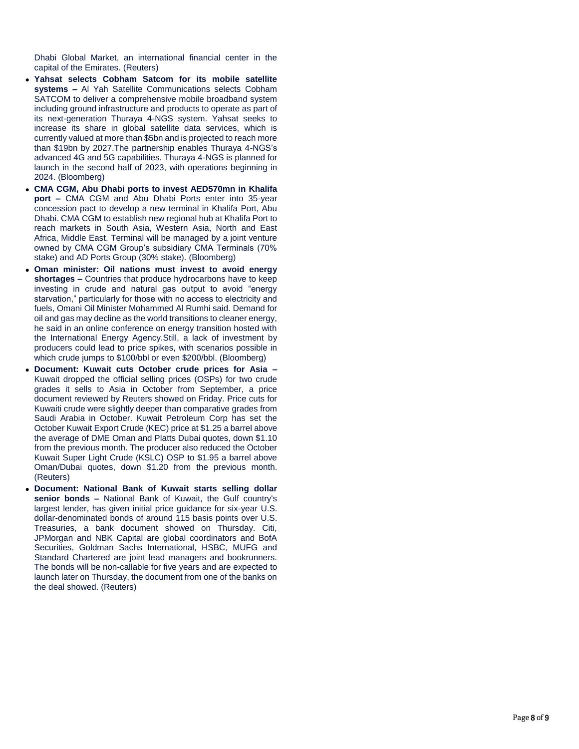Dhabi Global Market, an international financial center in the capital of the Emirates. (Reuters)

- **Yahsat selects Cobham Satcom for its mobile satellite systems –** Al Yah Satellite Communications selects Cobham SATCOM to deliver a comprehensive mobile broadband system including ground infrastructure and products to operate as part of its next-generation Thuraya 4-NGS system. Yahsat seeks to increase its share in global satellite data services, which is currently valued at more than $5bn and is projected to reach more than $19bn by 2027.The partnership enables Thuraya 4-NGS's advanced 4G and 5G capabilities. Thuraya 4-NGS is planned for launch in the second half of 2023, with operations beginning in 2024. (Bloomberg)
- **CMA CGM, Abu Dhabi ports to invest AED570mn in Khalifa port –** CMA CGM and Abu Dhabi Ports enter into 35-year concession pact to develop a new terminal in Khalifa Port, Abu Dhabi. CMA CGM to establish new regional hub at Khalifa Port to reach markets in South Asia, Western Asia, North and East Africa, Middle East. Terminal will be managed by a joint venture owned by CMA CGM Group's subsidiary CMA Terminals (70% stake) and AD Ports Group (30% stake). (Bloomberg)
- **Oman minister: Oil nations must invest to avoid energy shortages –** Countries that produce hydrocarbons have to keep investing in crude and natural gas output to avoid "energy starvation," particularly for those with no access to electricity and fuels, Omani Oil Minister Mohammed Al Rumhi said. Demand for oil and gas may decline as the world transitions to cleaner energy, he said in an online conference on energy transition hosted with the International Energy Agency.Still, a lack of investment by producers could lead to price spikes, with scenarios possible in which crude jumps to $100/bbl or even $200/bbl. (Bloomberg)
- **Document: Kuwait cuts October crude prices for Asia –** Kuwait dropped the official selling prices (OSPs) for two crude grades it sells to Asia in October from September, a price document reviewed by Reuters showed on Friday. Price cuts for Kuwaiti crude were slightly deeper than comparative grades from Saudi Arabia in October. Kuwait Petroleum Corp has set the October Kuwait Export Crude (KEC) price at $1.25 a barrel above the average of DME Oman and Platts Dubai quotes, down $1.10 from the previous month. The producer also reduced the October Kuwait Super Light Crude (KSLC) OSP to $1.95 a barrel above Oman/Dubai quotes, down $1.20 from the previous month. (Reuters)
- **Document: National Bank of Kuwait starts selling dollar senior bonds –** National Bank of Kuwait, the Gulf country's largest lender, has given initial price guidance for six-year U.S. dollar-denominated bonds of around 115 basis points over U.S. Treasuries, a bank document showed on Thursday. Citi, JPMorgan and NBK Capital are global coordinators and BofA Securities, Goldman Sachs International, HSBC, MUFG and Standard Chartered are joint lead managers and bookrunners. The bonds will be non-callable for five years and are expected to launch later on Thursday, the document from one of the banks on the deal showed. (Reuters)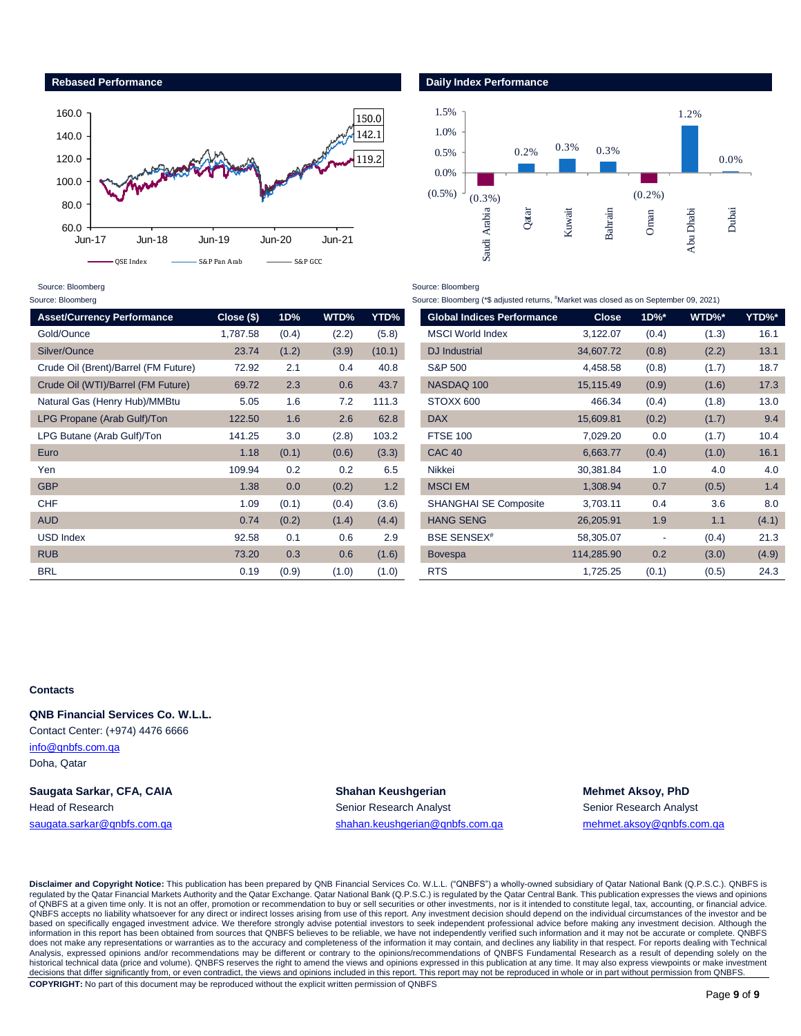### Rebased Performance

160.0
140.0
120.0
100.0
80.0
60.0
Jun-17
Jun-18
Jun-19
Jun-20
Jun-21
150.0
142.1
119.2
QSE Index
S&P Pan Arab
S&P GCC

Source: Bloomberg

### Daily Index Performance

1.5%
1.0%
0.5%
0.0%
(0.5%)
(0.3%)
0.2%
0.3%
0.3%
(0.2%)
1.2%
0.0%
Saudi Arabia
Qatar
Kuwait
Bahrain
Oman
Abu Dhabi
Dubai

Source: Bloomberg

Source: Bloomberg

| Asset/Currency Performance | Close ($) | 1D% | WTD% | YTD% |
|---|---|---|---|---|
| Gold/Ounce | 1,787.58 | (0.4) | (2.2) | (5.8) |
| Silver/Ounce | 23.74 | (1.2) | (3.9) | (10.1) |
| Crude Oil (Brent)/Barrel (FM Future) | 72.92 | 2.1 | 0.4 | 40.8 |
| Crude Oil (WTI)/Barrel (FM Future) | 69.72 | 2.3 | 0.6 | 43.7 |
| Natural Gas (Henry Hub)/MMBtu | 5.05 | 1.6 | 7.2 | 111.3 |
| LPG Propane (Arab Gulf)/Ton | 122.50 | 1.6 | 2.6 | 62.8 |
| LPG Butane (Arab Gulf)/Ton | 141.25 | 3.0 | (2.8) | 103.2 |
| Euro | 1.18 | (0.1) | (0.6) | (3.3) |
| Yen | 109.94 | 0.2 | 0.2 | 6.5 |
| GBP | 1.38 | 0.0 | (0.2) | 1.2 |
| CHF | 1.09 | (0.1) | (0.4) | (3.6) |
| AUD | 0.74 | (0.2) | (1.4) | (4.4) |
| USD Index | 92.58 | 0.1 | 0.6 | 2.9 |
| RUB | 73.20 | 0.3 | 0.6 | (1.6) |
| BRL | 0.19 | (0.9) | (1.0) | (1.0) |

Source: Bloomberg (*$ adjusted returns, #Market was closed as on September 09, 2021)

| Global Indices Performance | Close | 1D%* | WTD%* | YTD%* |
|---|---|---|---|---|
| MSCI World Index | 3,122.07 | (0.4) | (1.3) | 16.1 |
| DJ Industrial | 34,607.72 | (0.8) | (2.2) | 13.1 |
| S&P 500 | 4,458.58 | (0.8) | (1.7) | 18.7 |
| NASDAQ 100 | 15,115.49 | (0.9) | (1.6) | 17.3 |
| STOXX 600 | 466.34 | (0.4) | (1.8) | 13.0 |
| DAX | 15,609.81 | (0.2) | (1.7) | 9.4 |
| FTSE 100 | 7,029.20 | 0.0 | (1.7) | 10.4 |
| CAC 40 | 6,663.77 | (0.4) | (1.0) | 16.1 |
| Nikkei | 30,381.84 | 1.0 | 4.0 | 4.0 |
| MSCI EM | 1,308.94 | 0.7 | (0.5) | 1.4 |
| SHANGHAI SE Composite | 3,703.11 | 0.4 | 3.6 | 8.0 |
| HANG SENG | 26,205.91 | 1.9 | 1.1 | (4.1) |
| BSE SENSEX# | 58,305.07 | - | (0.4) | 21.3 |
| Bovespa | 114,285.90 | 0.2 | (3.0) | (4.9) |
| RTS | 1,725.25 | (0.1) | (0.5) | 24.3 |

**Contacts**

**QNB Financial Services Co. W.L.L.**
Contact Center: (+974) 4476 6666
info@qnbfs.com.qa
Doha, Qatar

**Saugata Sarkar, CFA, CAIA**
Head of Research
saugata.sarkar@qnbfs.com.qa

**Shahan Keushgerian**
Senior Research Analyst
shahan.keushgerian@qnbfs.com.qa

**Mehmet Aksoy, PhD**
Senior Research Analyst
mehmet.aksoy@qnbfs.com.qa

**Disclaimer and Copyright Notice:** This publication has been prepared by QNB Financial Services Co. W.L.L. ("QNBFS") a wholly-owned subsidiary of Qatar National Bank (Q.P.S.C.). QNBFS is regulated by the Qatar Financial Markets Authority and the Qatar Exchange. Qatar National Bank (Q.P.S.C.) is regulated by the Qatar Central Bank. This publication expresses the views and opinions of QNBFS at a given time only. It is not an offer, promotion or recommendation to buy or sell securities or other investments, nor is it intended to constitute legal, tax, accounting, or financial advice. QNBFS accepts no liability whatsoever for any direct or indirect losses arising from use of this report. Any investment decision should depend on the individual circumstances of the investor and be based on specifically engaged investment advice. We therefore strongly advise potential investors to seek independent professional advice before making any investment decision. Although the information in this report has been obtained from sources that QNBFS believes to be reliable, we have not independently verified such information and it may not be accurate or complete. QNBFS does not make any representations or warranties as to the accuracy and completeness of the information it may contain, and declines any liability in that respect. For reports dealing with Technical Analysis, expressed opinions and/or recommendations may be different or contrary to the opinions/recommendations of QNBFS Fundamental Research as a result of depending solely on the historical technical data (price and volume). QNBFS reserves the right to amend the views and opinions expressed in this publication at any time. It may also express viewpoints or make investment decisions that differ significantly from, or even contradict, the views and opinions included in this report. This report may not be reproduced in whole or in part without permission from QNBFS.

**COPYRIGHT:** No part of this document may be reproduced without the explicit written permission of QNBFS.